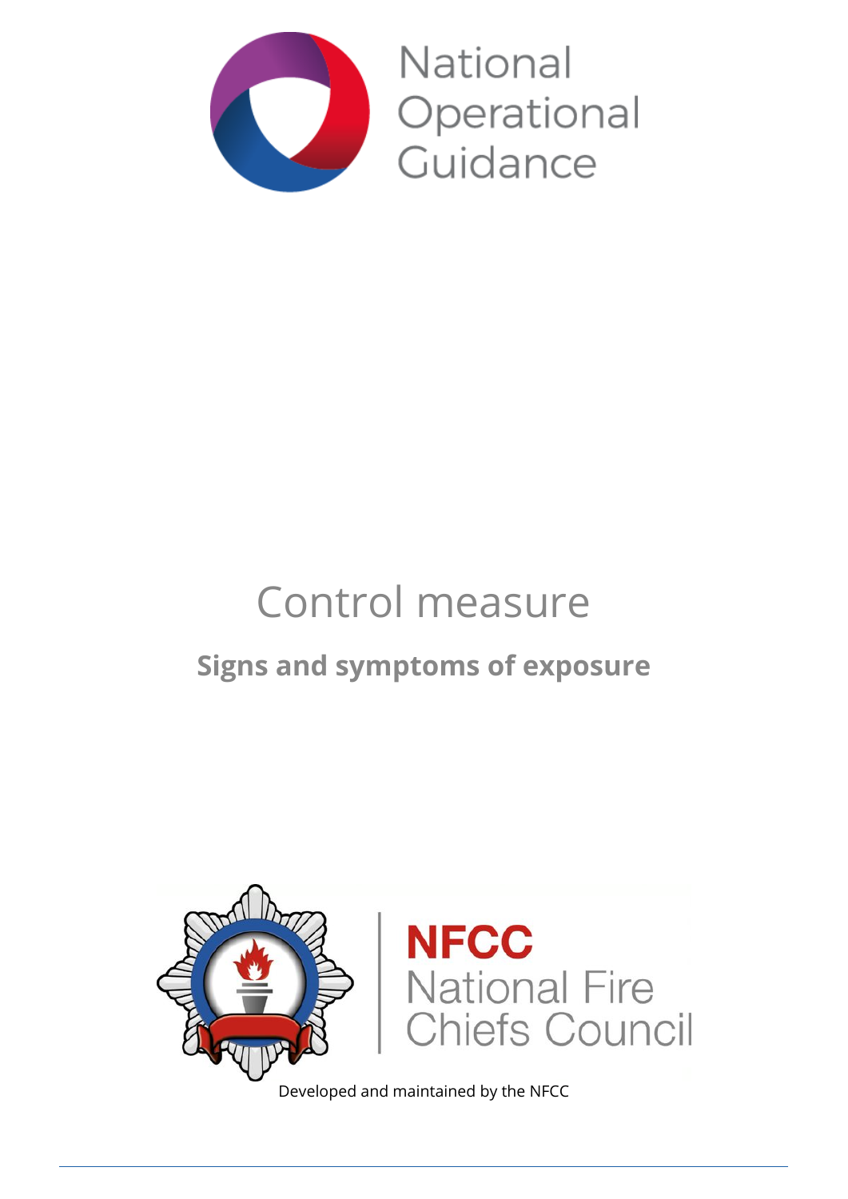National Operational Guidance

# Control measure

## Signs and symptoms of exposure

NFCC National Fire Chiefs Council

Developed and maintained by the NFCC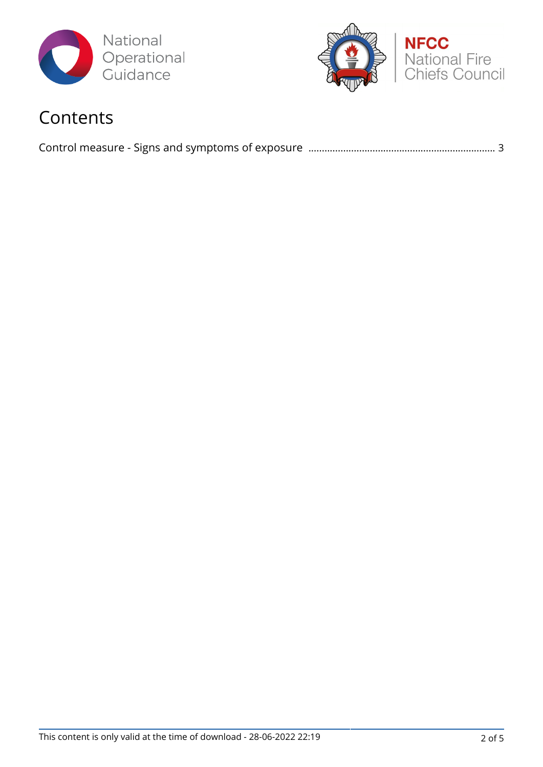# Contents

Control measure - Signs and symptoms of exposure ..................................................................... 3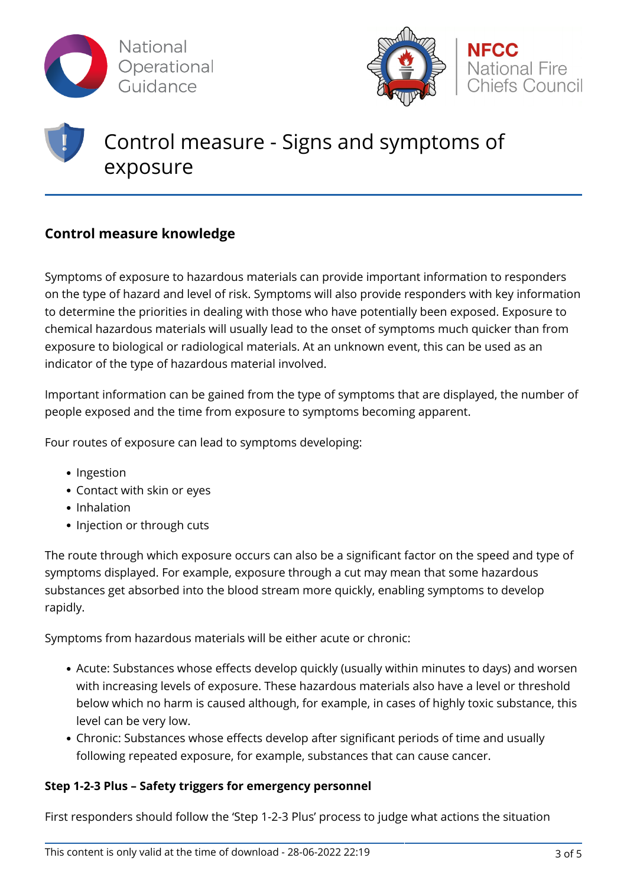# Control measure - Signs and symptoms of exposure

## Control measure knowledge

Symptoms of exposure to hazardous materials can provide important information to responders on the type of hazard and level of risk. Symptoms will also provide responders with key information to determine the priorities in dealing with those who have potentially been exposed. Exposure to chemical hazardous materials will usually lead to the onset of symptoms much quicker than from exposure to biological or radiological materials. At an unknown event, this can be used as an indicator of the type of hazardous material involved.

Important information can be gained from the type of symptoms that are displayed, the number of people exposed and the time from exposure to symptoms becoming apparent.

Four routes of exposure can lead to symptoms developing:

- Ingestion
- Contact with skin or eyes
- Inhalation
- Injection or through cuts

The route through which exposure occurs can also be a significant factor on the speed and type of symptoms displayed. For example, exposure through a cut may mean that some hazardous substances get absorbed into the blood stream more quickly, enabling symptoms to develop rapidly.

Symptoms from hazardous materials will be either acute or chronic:

- Acute: Substances whose effects develop quickly (usually within minutes to days) and worsen with increasing levels of exposure. These hazardous materials also have a level or threshold below which no harm is caused although, for example, in cases of highly toxic substance, this level can be very low.
- Chronic: Substances whose effects develop after significant periods of time and usually following repeated exposure, for example, substances that can cause cancer.

### Step 1-2-3 Plus – Safety triggers for emergency personnel

First responders should follow the 'Step 1-2-3 Plus' process to judge what actions the situation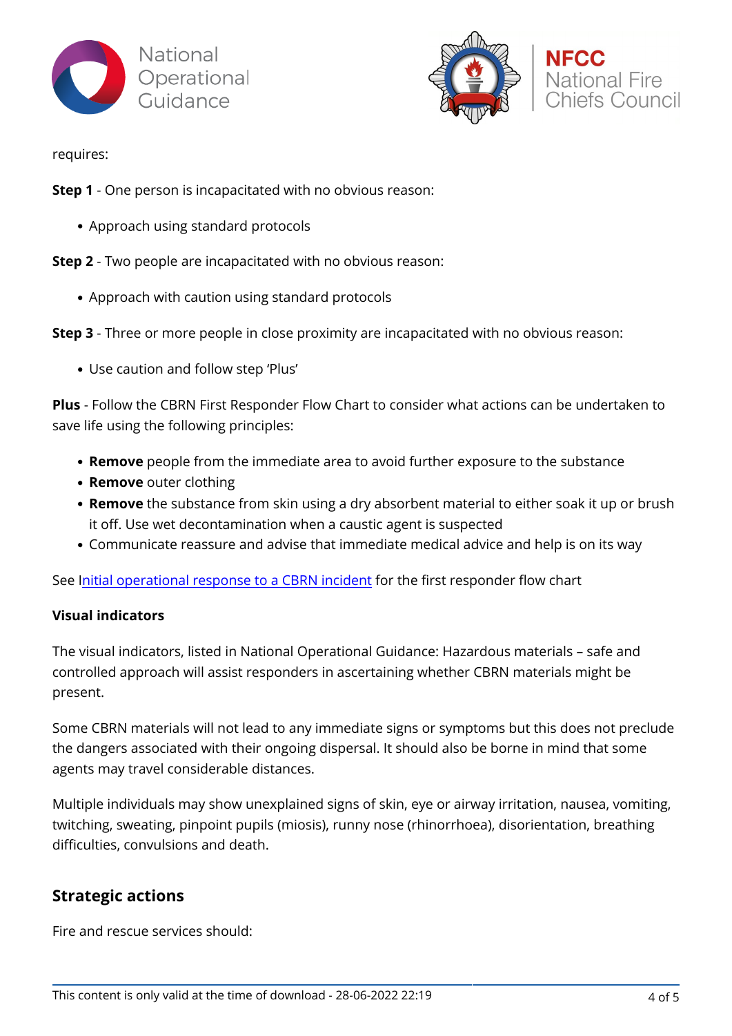requires:

**Step 1** - One person is incapacitated with no obvious reason:

- Approach using standard protocols

**Step 2** - Two people are incapacitated with no obvious reason:

- Approach with caution using standard protocols

**Step 3** - Three or more people in close proximity are incapacitated with no obvious reason:

- Use caution and follow step 'Plus'

**Plus** - Follow the CBRN First Responder Flow Chart to consider what actions can be undertaken to save life using the following principles:

- **Remove** people from the immediate area to avoid further exposure to the substance
- **Remove** outer clothing
- **Remove** the substance from skin using a dry absorbent material to either soak it up or brush it off. Use wet decontamination when a caustic agent is suspected
- Communicate reassure and advise that immediate medical advice and help is on its way

See Initial operational response to a CBRN incident for the first responder flow chart

**Visual indicators**

The visual indicators, listed in National Operational Guidance: Hazardous materials – safe and controlled approach will assist responders in ascertaining whether CBRN materials might be present.

Some CBRN materials will not lead to any immediate signs or symptoms but this does not preclude the dangers associated with their ongoing dispersal. It should also be borne in mind that some agents may travel considerable distances.

Multiple individuals may show unexplained signs of skin, eye or airway irritation, nausea, vomiting, twitching, sweating, pinpoint pupils (miosis), runny nose (rhinorrhoea), disorientation, breathing difficulties, convulsions and death.

## Strategic actions

Fire and rescue services should: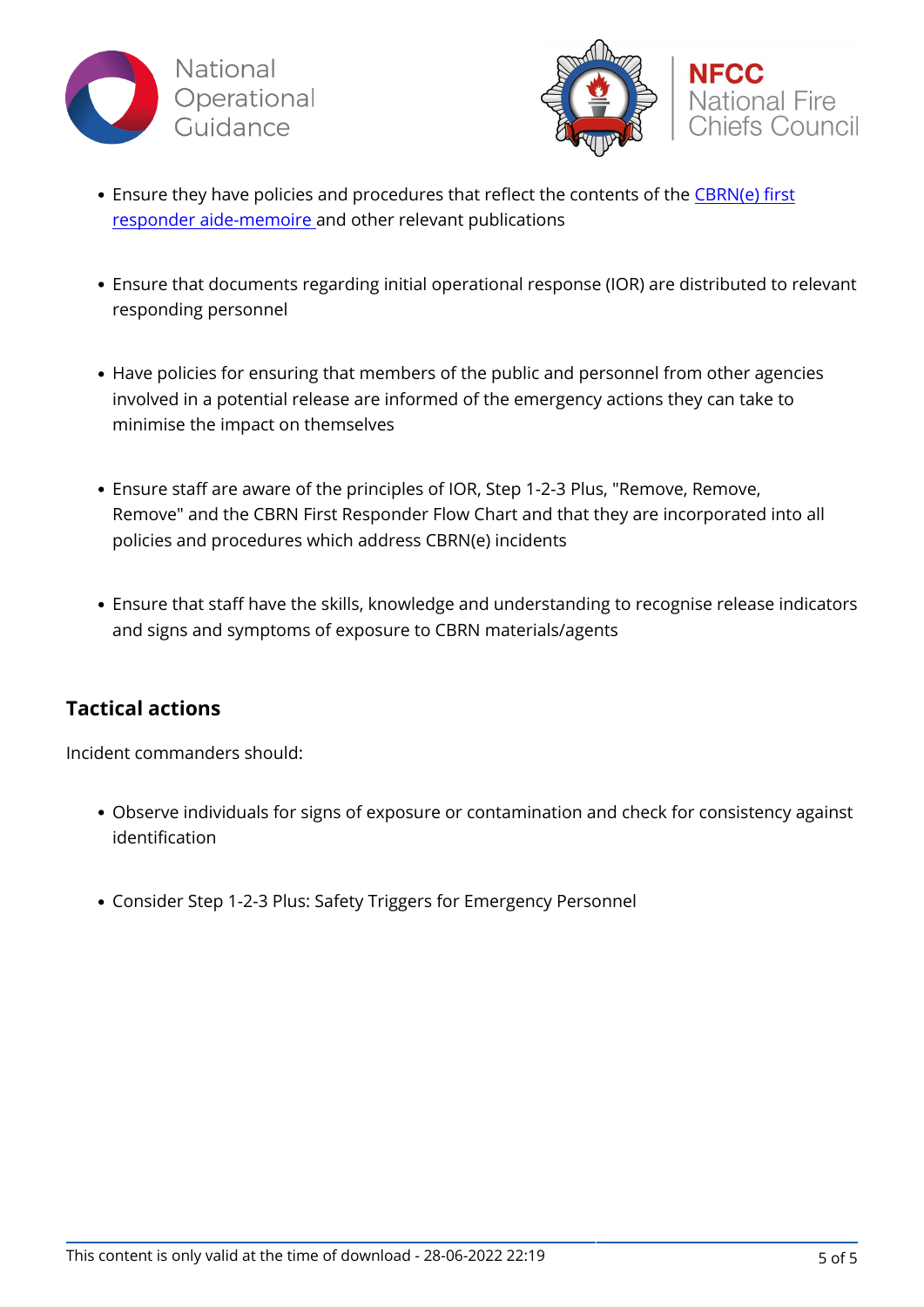- Ensure they have policies and procedures that reflect the contents of the CBRN(e) first responder aide-memoire and other relevant publications

- Ensure that documents regarding initial operational response (IOR) are distributed to relevant responding personnel

- Have policies for ensuring that members of the public and personnel from other agencies involved in a potential release are informed of the emergency actions they can take to minimise the impact on themselves

- Ensure staff are aware of the principles of IOR, Step 1-2-3 Plus, "Remove, Remove, Remove" and the CBRN First Responder Flow Chart and that they are incorporated into all policies and procedures which address CBRN(e) incidents

- Ensure that staff have the skills, knowledge and understanding to recognise release indicators and signs and symptoms of exposure to CBRN materials/agents

## Tactical actions

Incident commanders should:

- Observe individuals for signs of exposure or contamination and check for consistency against identification

- Consider Step 1-2-3 Plus: Safety Triggers for Emergency Personnel